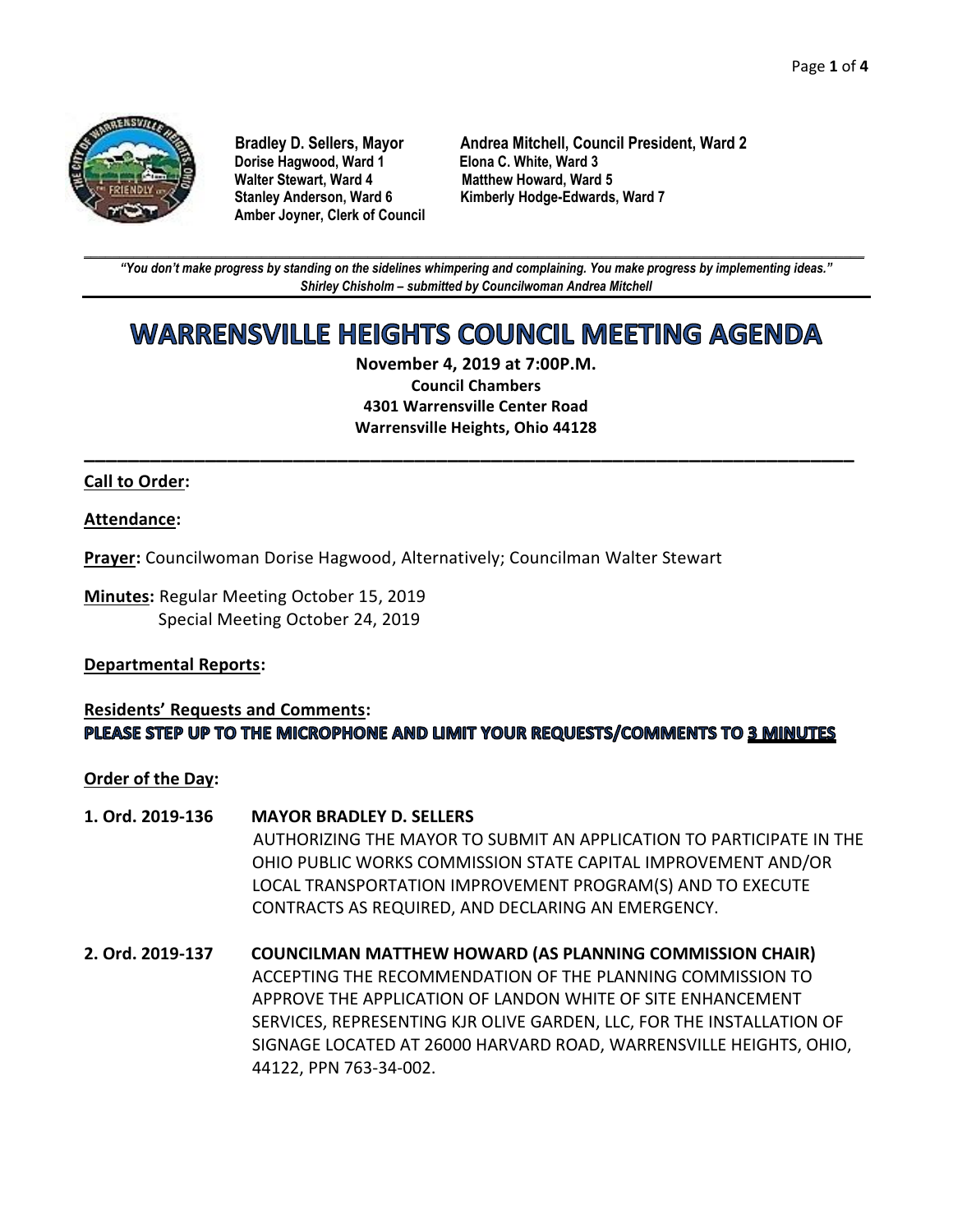**Bradley D. Sellers, Mayor**
**Andrea Mitchell, Council President, Ward 2**
**Dorise Hagwood, Ward 1**
**Elona C. White, Ward 3**
**Walter Stewart, Ward 4**
**Matthew Howard, Ward 5**
**Stanley Anderson, Ward 6**
**Kimberly Hodge-Edwards, Ward 7**
**Amber Joyner, Clerk of Council**

---

***"You don't make progress by standing on the sidelines whimpering and complaining. You make progress by implementing ideas."***
***Shirley Chisholm – submitted by Councilwoman Andrea Mitchell***

# WARRENSVILLE HEIGHTS COUNCIL MEETING AGENDA

**November 4, 2019 at 7:00P.M.**
**Council Chambers**
**4301 Warrensville Center Road**
**Warrensville Heights, Ohio 44128**

---

**Call to Order:**

**Attendance:**

**Prayer:** Councilwoman Dorise Hagwood, Alternatively; Councilman Walter Stewart

**Minutes:** Regular Meeting October 15, 2019
Special Meeting October 24, 2019

**Departmental Reports:**

**Residents' Requests and Comments:**
**PLEASE STEP UP TO THE MICROPHONE AND LIMIT YOUR REQUESTS/COMMENTS TO 3 MINUTES**

**Order of the Day:**

**1. Ord. 2019-136** **MAYOR BRADLEY D. SELLERS**
AUTHORIZING THE MAYOR TO SUBMIT AN APPLICATION TO PARTICIPATE IN THE OHIO PUBLIC WORKS COMMISSION STATE CAPITAL IMPROVEMENT AND/OR LOCAL TRANSPORTATION IMPROVEMENT PROGRAM(S) AND TO EXECUTE CONTRACTS AS REQUIRED, AND DECLARING AN EMERGENCY.

**2. Ord. 2019-137** **COUNCILMAN MATTHEW HOWARD (AS PLANNING COMMISSION CHAIR)**
ACCEPTING THE RECOMMENDATION OF THE PLANNING COMMISSION TO APPROVE THE APPLICATION OF LANDON WHITE OF SITE ENHANCEMENT SERVICES, REPRESENTING KJR OLIVE GARDEN, LLC, FOR THE INSTALLATION OF SIGNAGE LOCATED AT 26000 HARVARD ROAD, WARRENSVILLE HEIGHTS, OHIO, 44122, PPN 763-34-002.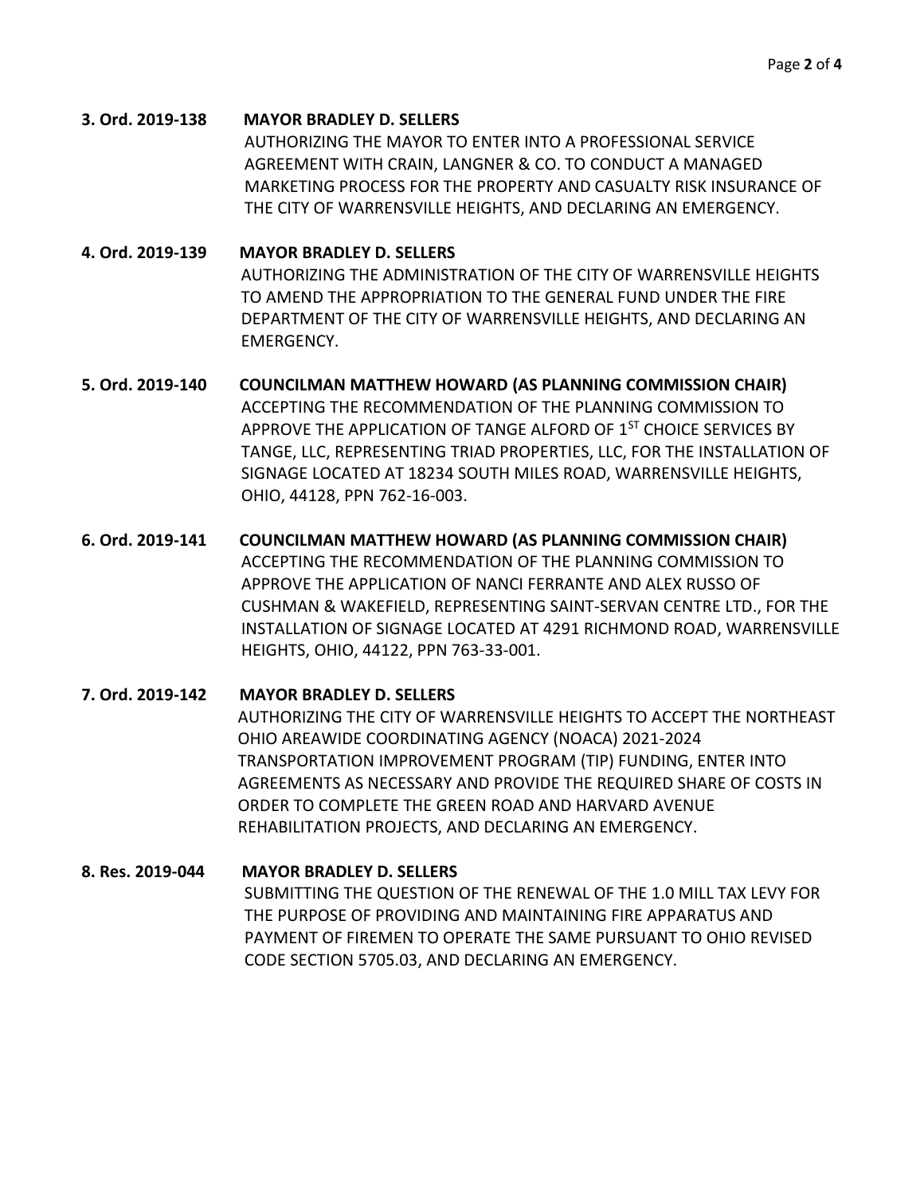**3. Ord. 2019-138 MAYOR BRADLEY D. SELLERS**

AUTHORIZING THE MAYOR TO ENTER INTO A PROFESSIONAL SERVICE AGREEMENT WITH CRAIN, LANGNER & CO. TO CONDUCT A MANAGED MARKETING PROCESS FOR THE PROPERTY AND CASUALTY RISK INSURANCE OF THE CITY OF WARRENSVILLE HEIGHTS, AND DECLARING AN EMERGENCY.

**4. Ord. 2019-139 MAYOR BRADLEY D. SELLERS**

AUTHORIZING THE ADMINISTRATION OF THE CITY OF WARRENSVILLE HEIGHTS TO AMEND THE APPROPRIATION TO THE GENERAL FUND UNDER THE FIRE DEPARTMENT OF THE CITY OF WARRENSVILLE HEIGHTS, AND DECLARING AN EMERGENCY.

**5. Ord. 2019-140 COUNCILMAN MATTHEW HOWARD (AS PLANNING COMMISSION CHAIR)**

ACCEPTING THE RECOMMENDATION OF THE PLANNING COMMISSION TO APPROVE THE APPLICATION OF TANGE ALFORD OF 1ST CHOICE SERVICES BY TANGE, LLC, REPRESENTING TRIAD PROPERTIES, LLC, FOR THE INSTALLATION OF SIGNAGE LOCATED AT 18234 SOUTH MILES ROAD, WARRENSVILLE HEIGHTS, OHIO, 44128, PPN 762-16-003.

**6. Ord. 2019-141 COUNCILMAN MATTHEW HOWARD (AS PLANNING COMMISSION CHAIR)**

ACCEPTING THE RECOMMENDATION OF THE PLANNING COMMISSION TO APPROVE THE APPLICATION OF NANCI FERRANTE AND ALEX RUSSO OF CUSHMAN & WAKEFIELD, REPRESENTING SAINT-SERVAN CENTRE LTD., FOR THE INSTALLATION OF SIGNAGE LOCATED AT 4291 RICHMOND ROAD, WARRENSVILLE HEIGHTS, OHIO, 44122, PPN 763-33-001.

**7. Ord. 2019-142 MAYOR BRADLEY D. SELLERS**

AUTHORIZING THE CITY OF WARRENSVILLE HEIGHTS TO ACCEPT THE NORTHEAST OHIO AREAWIDE COORDINATING AGENCY (NOACA) 2021-2024 TRANSPORTATION IMPROVEMENT PROGRAM (TIP) FUNDING, ENTER INTO AGREEMENTS AS NECESSARY AND PROVIDE THE REQUIRED SHARE OF COSTS IN ORDER TO COMPLETE THE GREEN ROAD AND HARVARD AVENUE REHABILITATION PROJECTS, AND DECLARING AN EMERGENCY.

**8. Res. 2019-044 MAYOR BRADLEY D. SELLERS**

SUBMITTING THE QUESTION OF THE RENEWAL OF THE 1.0 MILL TAX LEVY FOR THE PURPOSE OF PROVIDING AND MAINTAINING FIRE APPARATUS AND PAYMENT OF FIREMEN TO OPERATE THE SAME PURSUANT TO OHIO REVISED CODE SECTION 5705.03, AND DECLARING AN EMERGENCY.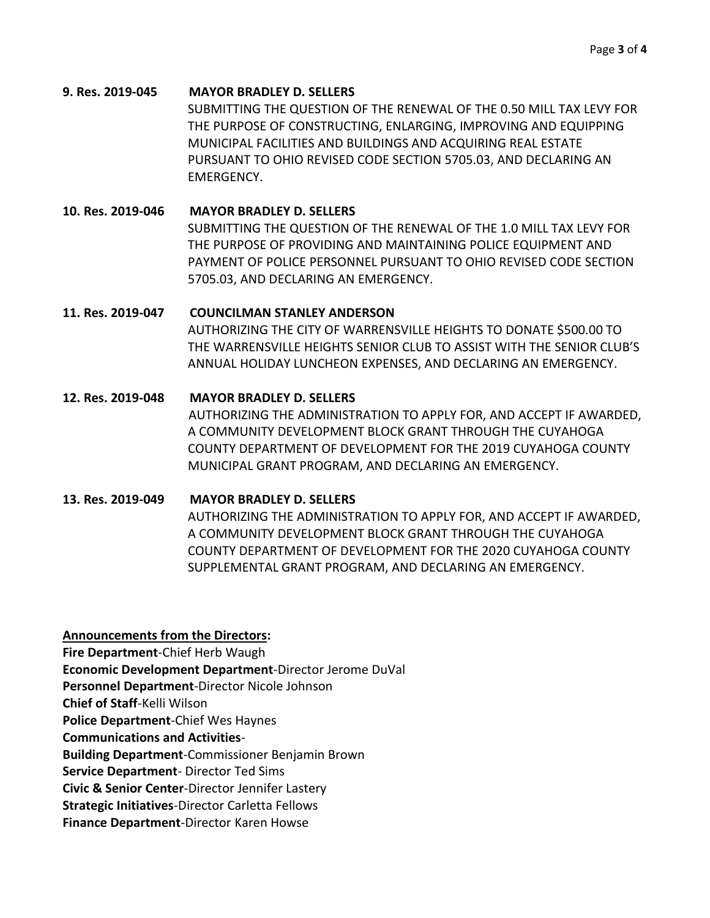**9. Res. 2019-045 MAYOR BRADLEY D. SELLERS**
SUBMITTING THE QUESTION OF THE RENEWAL OF THE 0.50 MILL TAX LEVY FOR THE PURPOSE OF CONSTRUCTING, ENLARGING, IMPROVING AND EQUIPPING MUNICIPAL FACILITIES AND BUILDINGS AND ACQUIRING REAL ESTATE PURSUANT TO OHIO REVISED CODE SECTION 5705.03, AND DECLARING AN EMERGENCY.

**10. Res. 2019-046 MAYOR BRADLEY D. SELLERS**
SUBMITTING THE QUESTION OF THE RENEWAL OF THE 1.0 MILL TAX LEVY FOR THE PURPOSE OF PROVIDING AND MAINTAINING POLICE EQUIPMENT AND PAYMENT OF POLICE PERSONNEL PURSUANT TO OHIO REVISED CODE SECTION 5705.03, AND DECLARING AN EMERGENCY.

**11. Res. 2019-047 COUNCILMAN STANLEY ANDERSON**
AUTHORIZING THE CITY OF WARRENSVILLE HEIGHTS TO DONATE $500.00 TO THE WARRENSVILLE HEIGHTS SENIOR CLUB TO ASSIST WITH THE SENIOR CLUB'S ANNUAL HOLIDAY LUNCHEON EXPENSES, AND DECLARING AN EMERGENCY.

**12. Res. 2019-048 MAYOR BRADLEY D. SELLERS**
AUTHORIZING THE ADMINISTRATION TO APPLY FOR, AND ACCEPT IF AWARDED, A COMMUNITY DEVELOPMENT BLOCK GRANT THROUGH THE CUYAHOGA COUNTY DEPARTMENT OF DEVELOPMENT FOR THE 2019 CUYAHOGA COUNTY MUNICIPAL GRANT PROGRAM, AND DECLARING AN EMERGENCY.

**13. Res. 2019-049 MAYOR BRADLEY D. SELLERS**
AUTHORIZING THE ADMINISTRATION TO APPLY FOR, AND ACCEPT IF AWARDED, A COMMUNITY DEVELOPMENT BLOCK GRANT THROUGH THE CUYAHOGA COUNTY DEPARTMENT OF DEVELOPMENT FOR THE 2020 CUYAHOGA COUNTY SUPPLEMENTAL GRANT PROGRAM, AND DECLARING AN EMERGENCY.

**Announcements from the Directors:**

**Fire Department**-Chief Herb Waugh
**Economic Development Department**-Director Jerome DuVal
**Personnel Department**-Director Nicole Johnson
**Chief of Staff**-Kelli Wilson
**Police Department**-Chief Wes Haynes
**Communications and Activities**-
**Building Department**-Commissioner Benjamin Brown
**Service Department**- Director Ted Sims
**Civic & Senior Center**-Director Jennifer Lastery
**Strategic Initiatives**-Director Carletta Fellows
**Finance Department**-Director Karen Howse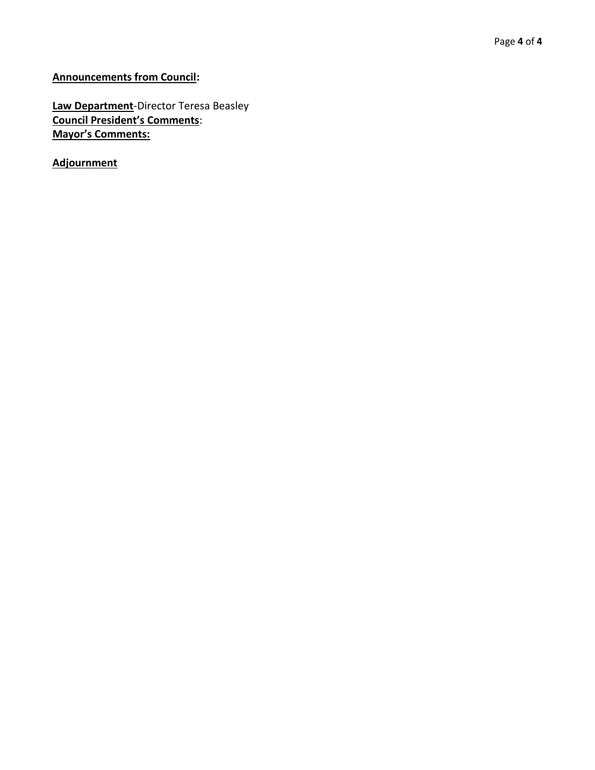**Announcements from Council:**

**Law Department**-Director Teresa Beasley
**Council President's Comments**:
**Mayor's Comments:**

**Adjournment**